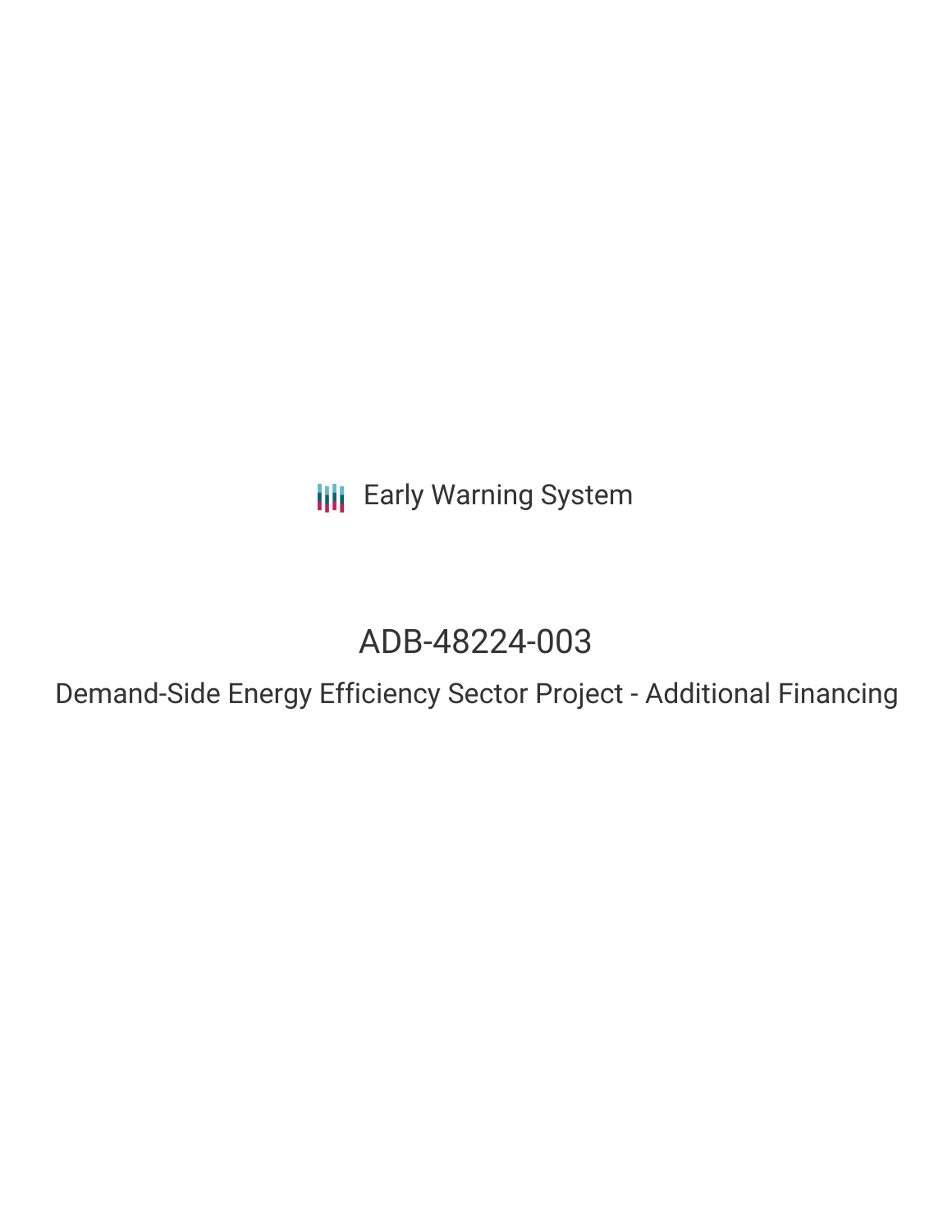Early Warning System

# ADB-48224-003

## Demand-Side Energy Efficiency Sector Project - Additional Financing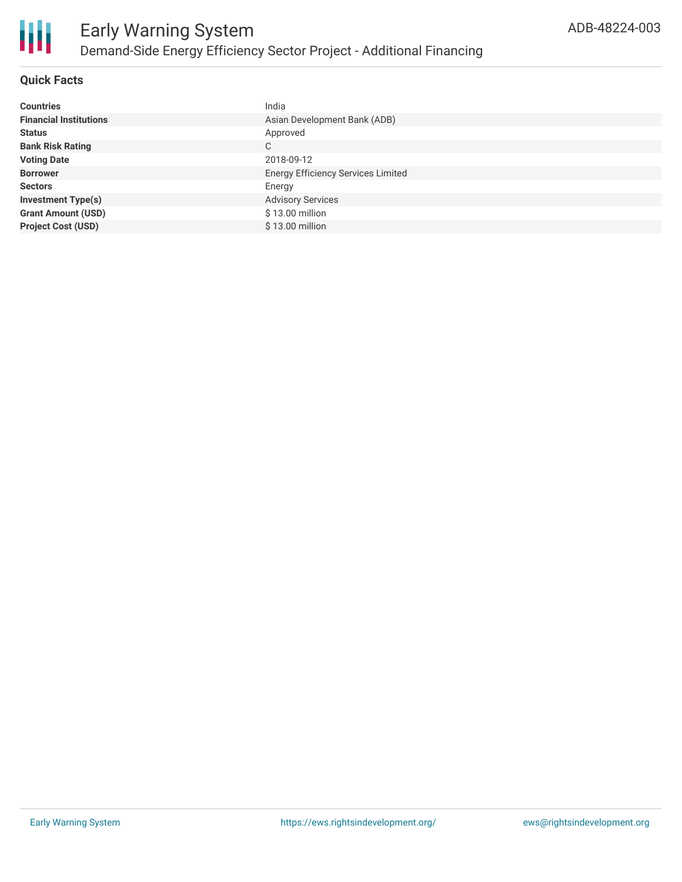# Early Warning System

## Demand-Side Energy Efficiency Sector Project - Additional Financing

ADB-48224-003

### Quick Facts

| | |
|---|---|
| **Countries** | India |
| **Financial Institutions** | Asian Development Bank (ADB) |
| **Status** | Approved |
| **Bank Risk Rating** | C |
| **Voting Date** | 2018-09-12 |
| **Borrower** | Energy Efficiency Services Limited |
| **Sectors** | Energy |
| **Investment Type(s)** | Advisory Services |
| **Grant Amount (USD)** | $ 13.00 million |
| **Project Cost (USD)** | $ 13.00 million |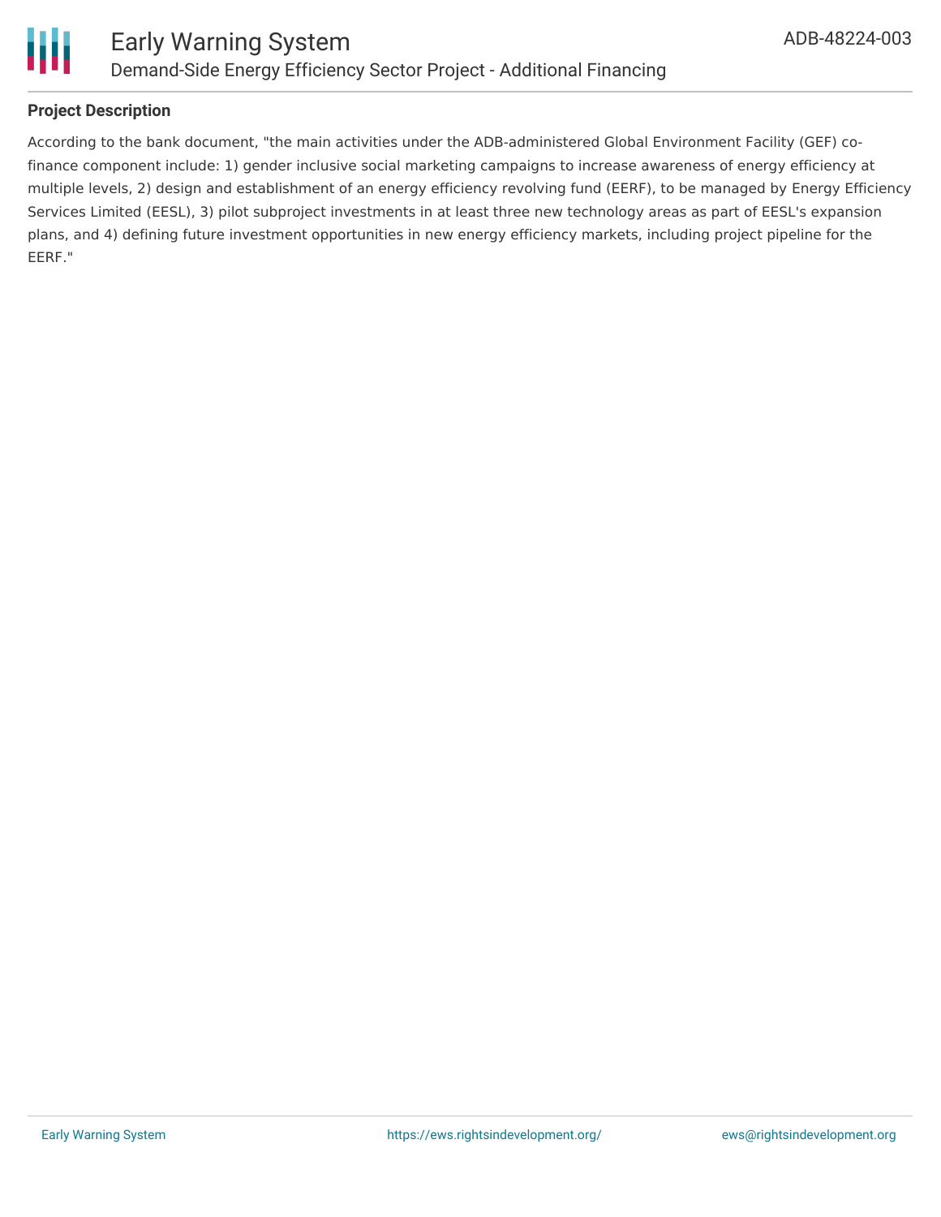**Project Description**

According to the bank document, "the main activities under the ADB-administered Global Environment Facility (GEF) co-finance component include: 1) gender inclusive social marketing campaigns to increase awareness of energy efficiency at multiple levels, 2) design and establishment of an energy efficiency revolving fund (EERF), to be managed by Energy Efficiency Services Limited (EESL), 3) pilot subproject investments in at least three new technology areas as part of EESL's expansion plans, and 4) defining future investment opportunities in new energy efficiency markets, including project pipeline for the EERF."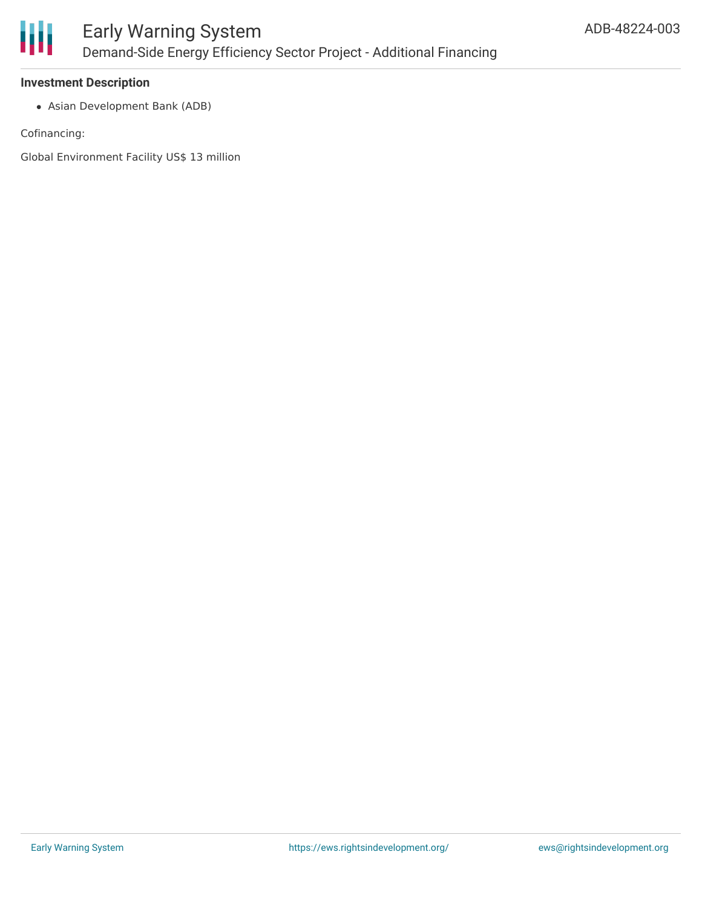**Investment Description**

- Asian Development Bank (ADB)

Cofinancing:

Global Environment Facility US$ 13 million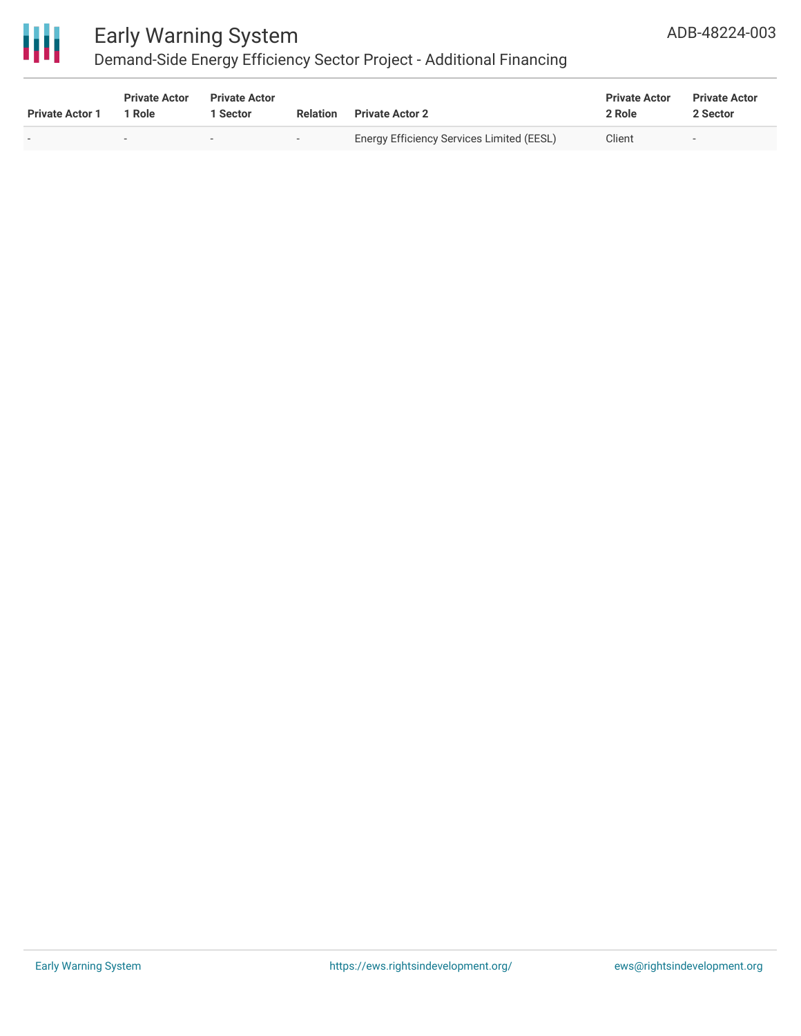| Private Actor 1 | Private Actor 1 Role | Private Actor 1 Sector | Relation | Private Actor 2 | Private Actor 2 Role | Private Actor 2 Sector |
|---|---|---|---|---|---|---|
| - | - | - | - | Energy Efficiency Services Limited (EESL) | Client | - |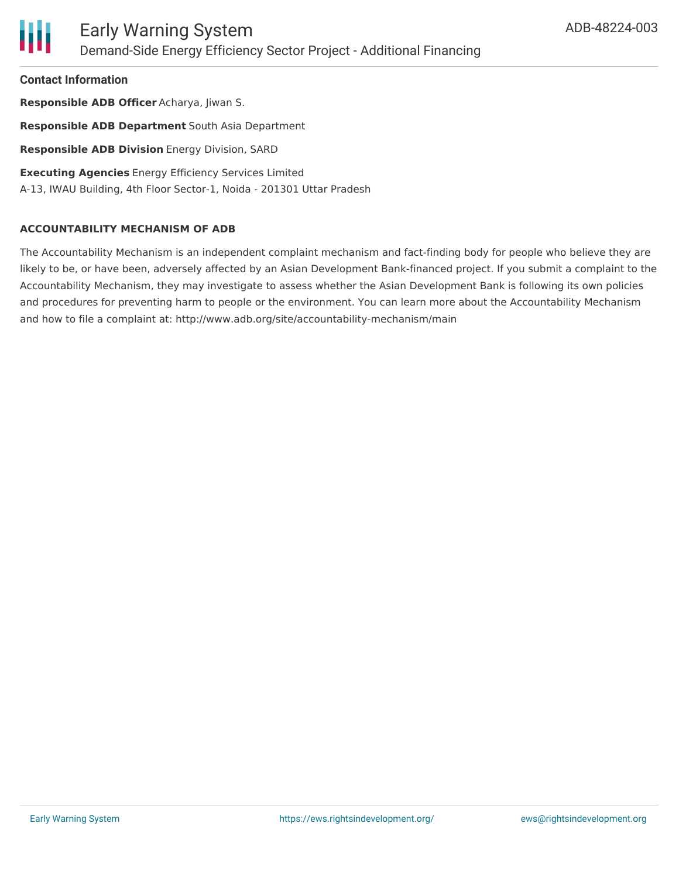## Contact Information

**Responsible ADB Officer** Acharya, Jiwan S.

**Responsible ADB Department** South Asia Department

**Responsible ADB Division** Energy Division, SARD

**Executing Agencies** Energy Efficiency Services Limited
A-13, IWAU Building, 4th Floor Sector-1, Noida - 201301 Uttar Pradesh

### ACCOUNTABILITY MECHANISM OF ADB

The Accountability Mechanism is an independent complaint mechanism and fact-finding body for people who believe they are likely to be, or have been, adversely affected by an Asian Development Bank-financed project. If you submit a complaint to the Accountability Mechanism, they may investigate to assess whether the Asian Development Bank is following its own policies and procedures for preventing harm to people or the environment. You can learn more about the Accountability Mechanism and how to file a complaint at: http://www.adb.org/site/accountability-mechanism/main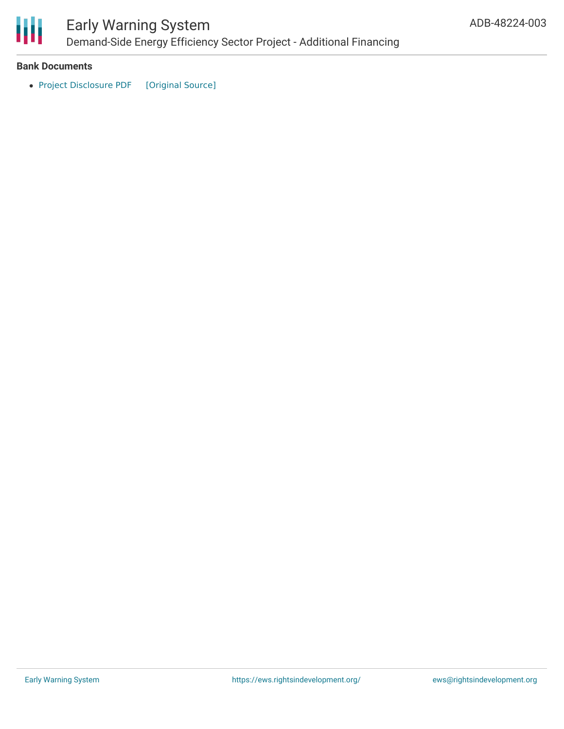**Bank Documents**

- Project Disclosure PDF [Original Source]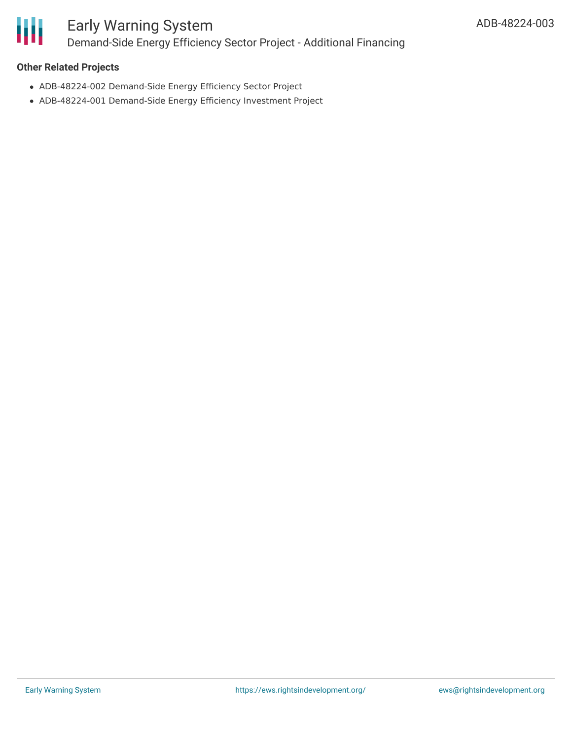**Other Related Projects**

- ADB-48224-002 Demand-Side Energy Efficiency Sector Project
- ADB-48224-001 Demand-Side Energy Efficiency Investment Project